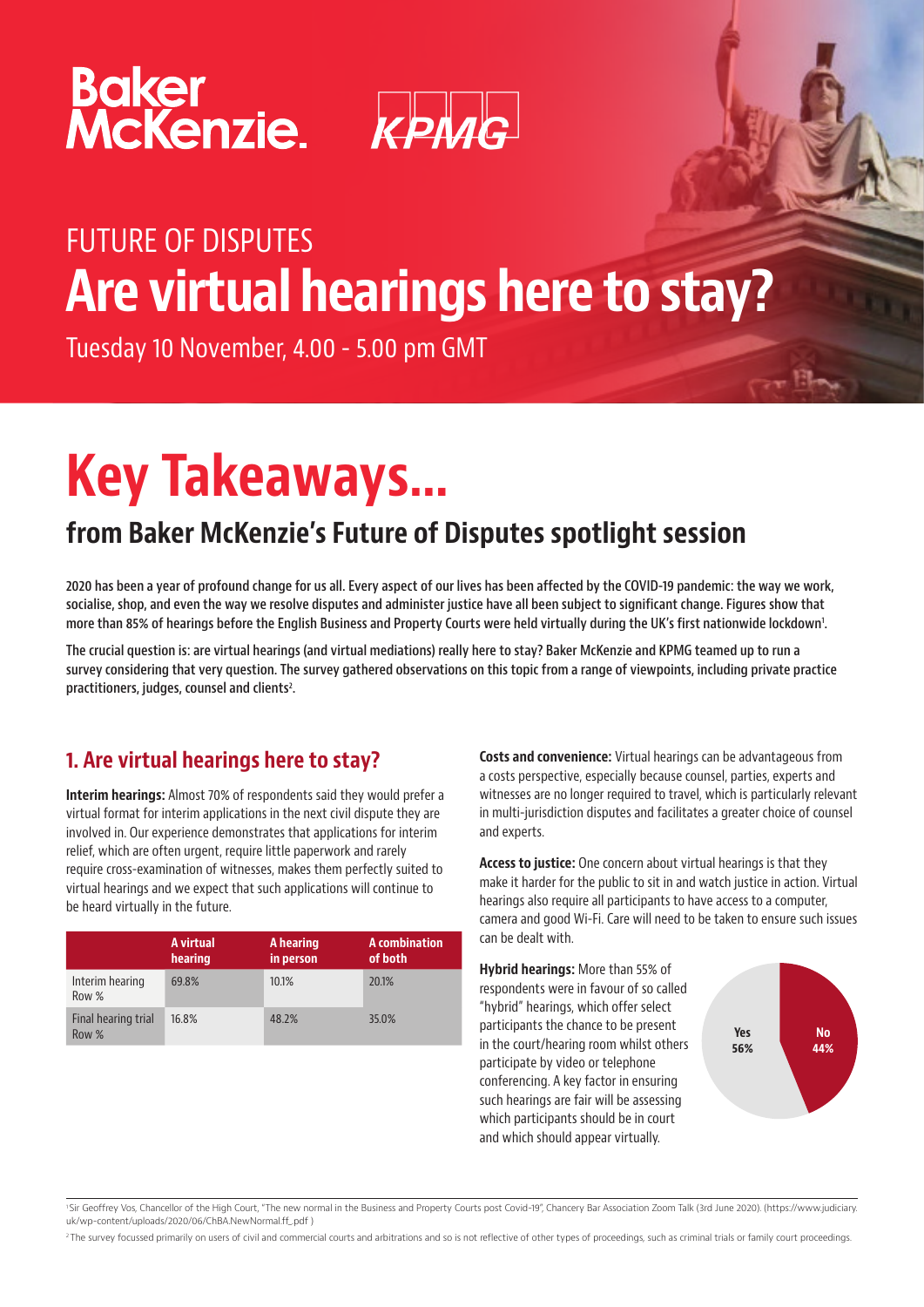Baker McKenzie. KPMG

# FUTURE OF DISPUTES

# Are virtual hearings here to stay?

Tuesday 10 November, 4.00 - 5.00 pm GMT

# Key Takeaways...

## from Baker McKenzie's Future of Disputes spotlight session

**2020 has been a year of profound change for us all. Every aspect of our lives has been affected by the COVID-19 pandemic: the way we work, socialise, shop, and even the way we resolve disputes and administer justice have all been subject to significant change. Figures show that more than 85% of hearings before the English Business and Property Courts were held virtually during the UK's first nationwide lockdown[1].**

**The crucial question is: are virtual hearings (and virtual mediations) really here to stay? Baker McKenzie and KPMG teamed up to run a survey considering that very question. The survey gathered observations on this topic from a range of viewpoints, including private practice practitioners, judges, counsel and clients[2].**

### 1. Are virtual hearings here to stay?

**Interim hearings:** Almost 70% of respondents said they would prefer a virtual format for interim applications in the next civil dispute they are involved in. Our experience demonstrates that applications for interim relief, which are often urgent, require little paperwork and rarely require cross-examination of witnesses, makes them perfectly suited to virtual hearings and we expect that such applications will continue to be heard virtually in the future.

| | A virtual hearing | A hearing in person | A combination of both |
|---|---|---|---|
| Interim hearing Row % | 69.8% | 10.1% | 20.1% |
| Final hearing trial Row % | 16.8% | 48.2% | 35.0% |

**Costs and convenience:** Virtual hearings can be advantageous from a costs perspective, especially because counsel, parties, experts and witnesses are no longer required to travel, which is particularly relevant in multi-jurisdiction disputes and facilitates a greater choice of counsel and experts.

**Access to justice:** One concern about virtual hearings is that they make it harder for the public to sit in and watch justice in action. Virtual hearings also require all participants to have access to a computer, camera and good Wi-Fi. Care will need to be taken to ensure such issues can be dealt with.

**Hybrid hearings:** More than 55% of respondents were in favour of so called "hybrid" hearings, which offer select participants the chance to be present in the court/hearing room whilst others participate by video or telephone conferencing. A key factor in ensuring such hearings are fair will be assessing which participants should be in court and which should appear virtually.

Yes 56%
No 44%

[1] Sir Geoffrey Vos, Chancellor of the High Court, "The new normal in the Business and Property Courts post Covid-19", Chancery Bar Association Zoom Talk (3rd June 2020). (https://www.judiciary.uk/wp-content/uploads/2020/06/ChBA.NewNormal.ff_.pdf )

[2] The survey focussed primarily on users of civil and commercial courts and arbitrations and so is not reflective of other types of proceedings, such as criminal trials or family court proceedings.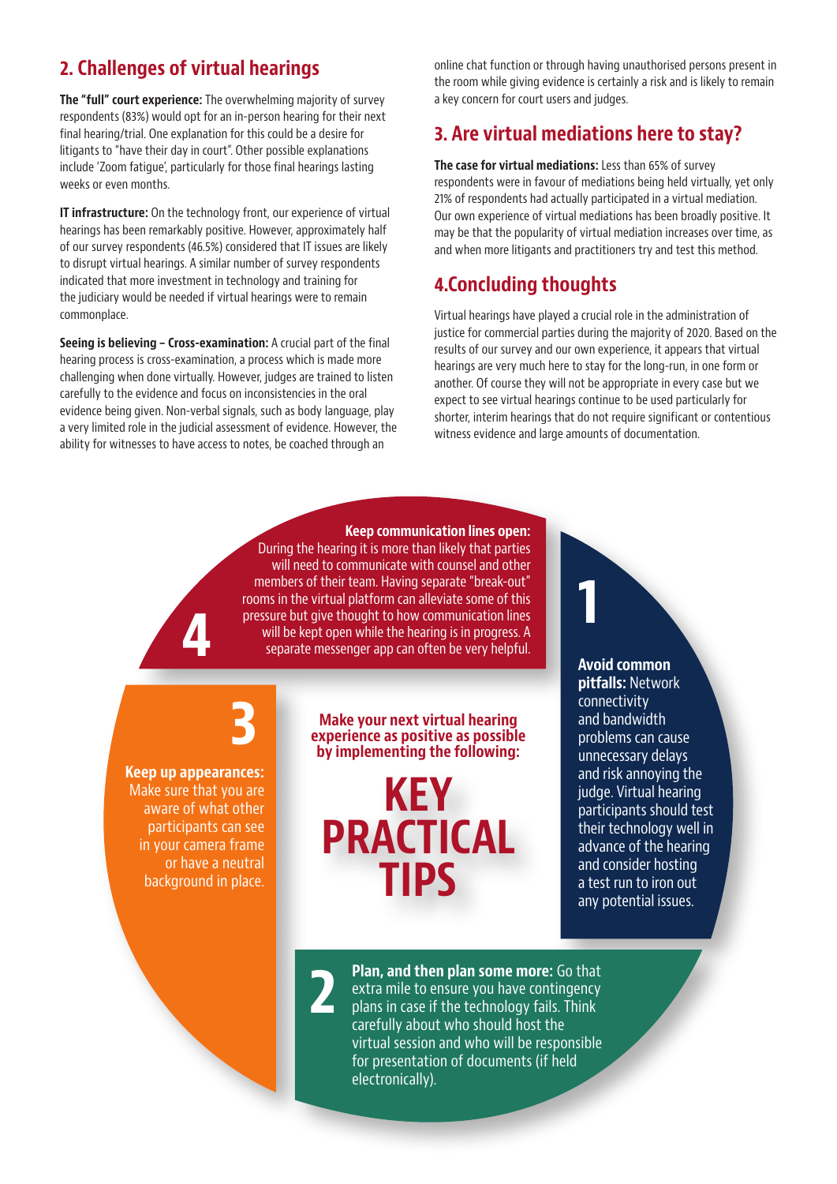## 2. Challenges of virtual hearings

**The "full" court experience:** The overwhelming majority of survey respondents (83%) would opt for an in-person hearing for their next final hearing/trial. One explanation for this could be a desire for litigants to "have their day in court". Other possible explanations include 'Zoom fatigue', particularly for those final hearings lasting weeks or even months.

**IT infrastructure:** On the technology front, our experience of virtual hearings has been remarkably positive. However, approximately half of our survey respondents (46.5%) considered that IT issues are likely to disrupt virtual hearings. A similar number of survey respondents indicated that more investment in technology and training for the judiciary would be needed if virtual hearings were to remain commonplace.

**Seeing is believing – Cross-examination:** A crucial part of the final hearing process is cross-examination, a process which is made more challenging when done virtually. However, judges are trained to listen carefully to the evidence and focus on inconsistencies in the oral evidence being given. Non-verbal signals, such as body language, play a very limited role in the judicial assessment of evidence. However, the ability for witnesses to have access to notes, be coached through an online chat function or through having unauthorised persons present in the room while giving evidence is certainly a risk and is likely to remain a key concern for court users and judges.

## 3. Are virtual mediations here to stay?

**The case for virtual mediations:** Less than 65% of survey respondents were in favour of mediations being held virtually, yet only 21% of respondents had actually participated in a virtual mediation. Our own experience of virtual mediations has been broadly positive. It may be that the popularity of virtual mediation increases over time, as and when more litigants and practitioners try and test this method.

## 4.Concluding thoughts

Virtual hearings have played a crucial role in the administration of justice for commercial parties during the majority of 2020. Based on the results of our survey and our own experience, it appears that virtual hearings are very much here to stay for the long-run, in one form or another. Of course they will not be appropriate in every case but we expect to see virtual hearings continue to be used particularly for shorter, interim hearings that do not require significant or contentious witness evidence and large amounts of documentation.

**Make your next virtual hearing experience as positive as possible by implementing the following:**

# KEY PRACTICAL TIPS

**1**

**Avoid common pitfalls:** Network connectivity and bandwidth problems can cause unnecessary delays and risk annoying the judge. Virtual hearing participants should test their technology well in advance of the hearing and consider hosting a test run to iron out any potential issues.

**2**

**Plan, and then plan some more:** Go that extra mile to ensure you have contingency plans in case if the technology fails. Think carefully about who should host the virtual session and who will be responsible for presentation of documents (if held electronically).

**3**

**Keep up appearances:** Make sure that you are aware of what other participants can see in your camera frame or have a neutral background in place.

**4**

**Keep communication lines open:** During the hearing it is more than likely that parties will need to communicate with counsel and other members of their team. Having separate "break-out" rooms in the virtual platform can alleviate some of this pressure but give thought to how communication lines will be kept open while the hearing is in progress. A separate messenger app can often be very helpful.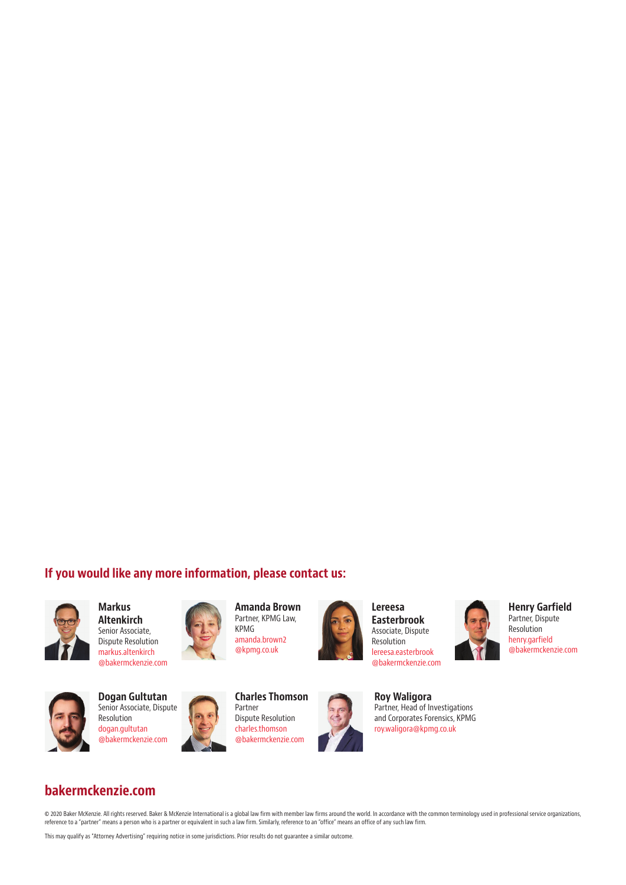## If you would like any more information, please contact us:

**Markus Altenkirch**
Senior Associate, Dispute Resolution
markus.altenkirch@bakermckenzie.com

**Amanda Brown**
Partner, KPMG Law, KPMG
amanda.brown2@kpmg.co.uk

**Lereesa Easterbrook**
Associate, Dispute Resolution
lereesa.easterbrook@bakermckenzie.com

**Henry Garfield**
Partner, Dispute Resolution
henry.garfield@bakermckenzie.com

**Dogan Gultutan**
Senior Associate, Dispute Resolution
dogan.gultutan@bakermckenzie.com

**Charles Thomson**
Partner
Dispute Resolution
charles.thomson@bakermckenzie.com

**Roy Waligora**
Partner, Head of Investigations and Corporates Forensics, KPMG
roy.waligora@kpmg.co.uk

## bakermckenzie.com

© 2020 Baker McKenzie. All rights reserved. Baker & McKenzie International is a global law firm with member law firms around the world. In accordance with the common terminology used in professional service organizations, reference to a "partner" means a person who is a partner or equivalent in such a law firm. Similarly, reference to an "office" means an office of any such law firm.

This may qualify as "Attorney Advertising" requiring notice in some jurisdictions. Prior results do not guarantee a similar outcome.